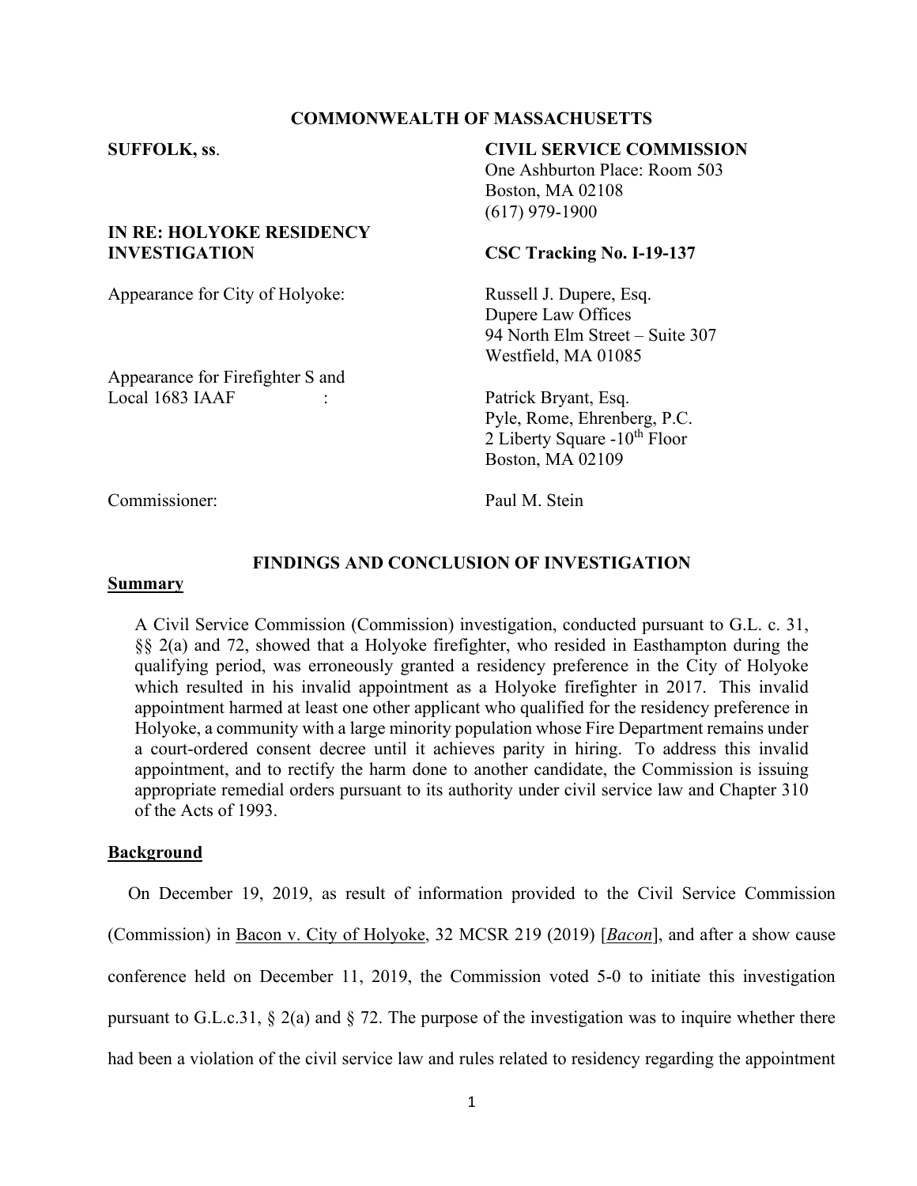**COMMONWEALTH OF MASSACHUSETTS**

**SUFFOLK, ss.**

**CIVIL SERVICE COMMISSION**
One Ashburton Place: Room 503
Boston, MA 02108
(617) 979-1900

**IN RE: HOLYOKE RESIDENCY INVESTIGATION**

**CSC Tracking No. I-19-137**

Appearance for City of Holyoke: Russell J. Dupere, Esq.
Dupere Law Offices
94 North Elm Street – Suite 307
Westfield, MA 01085

Appearance for Firefighter S and Local 1683 IAAF : Patrick Bryant, Esq.
Pyle, Rome, Ehrenberg, P.C.
2 Liberty Square -10th Floor
Boston, MA 02109

Commissioner: Paul M. Stein

## FINDINGS AND CONCLUSION OF INVESTIGATION

**Summary**

A Civil Service Commission (Commission) investigation, conducted pursuant to G.L. c. 31, §§ 2(a) and 72, showed that a Holyoke firefighter, who resided in Easthampton during the qualifying period, was erroneously granted a residency preference in the City of Holyoke which resulted in his invalid appointment as a Holyoke firefighter in 2017. This invalid appointment harmed at least one other applicant who qualified for the residency preference in Holyoke, a community with a large minority population whose Fire Department remains under a court-ordered consent decree until it achieves parity in hiring. To address this invalid appointment, and to rectify the harm done to another candidate, the Commission is issuing appropriate remedial orders pursuant to its authority under civil service law and Chapter 310 of the Acts of 1993.

**Background**

On December 19, 2019, as result of information provided to the Civil Service Commission (Commission) in Bacon v. City of Holyoke, 32 MCSR 219 (2019) [*Bacon*], and after a show cause conference held on December 11, 2019, the Commission voted 5-0 to initiate this investigation pursuant to G.L.c.31, § 2(a) and § 72. The purpose of the investigation was to inquire whether there had been a violation of the civil service law and rules related to residency regarding the appointment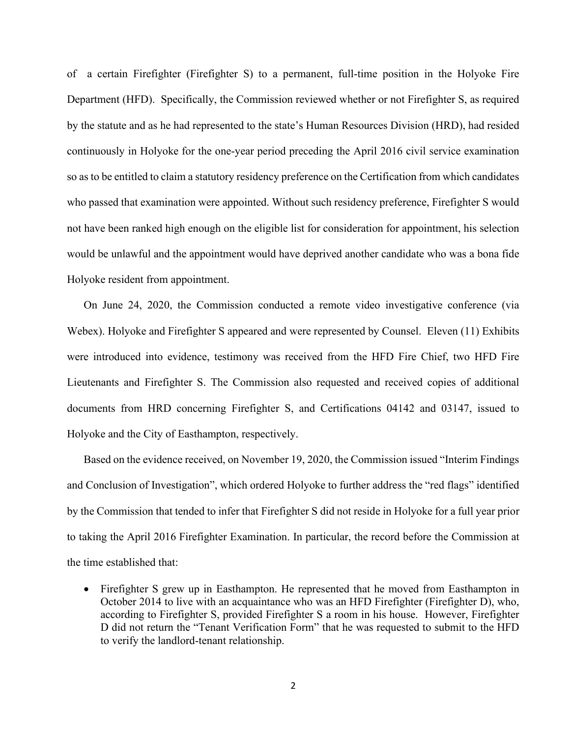of a certain Firefighter (Firefighter S) to a permanent, full-time position in the Holyoke Fire Department (HFD). Specifically, the Commission reviewed whether or not Firefighter S, as required by the statute and as he had represented to the state's Human Resources Division (HRD), had resided continuously in Holyoke for the one-year period preceding the April 2016 civil service examination so as to be entitled to claim a statutory residency preference on the Certification from which candidates who passed that examination were appointed. Without such residency preference, Firefighter S would not have been ranked high enough on the eligible list for consideration for appointment, his selection would be unlawful and the appointment would have deprived another candidate who was a bona fide Holyoke resident from appointment.

On June 24, 2020, the Commission conducted a remote video investigative conference (via Webex). Holyoke and Firefighter S appeared and were represented by Counsel. Eleven (11) Exhibits were introduced into evidence, testimony was received from the HFD Fire Chief, two HFD Fire Lieutenants and Firefighter S. The Commission also requested and received copies of additional documents from HRD concerning Firefighter S, and Certifications 04142 and 03147, issued to Holyoke and the City of Easthampton, respectively.

Based on the evidence received, on November 19, 2020, the Commission issued "Interim Findings and Conclusion of Investigation", which ordered Holyoke to further address the "red flags" identified by the Commission that tended to infer that Firefighter S did not reside in Holyoke for a full year prior to taking the April 2016 Firefighter Examination. In particular, the record before the Commission at the time established that:

- Firefighter S grew up in Easthampton. He represented that he moved from Easthampton in October 2014 to live with an acquaintance who was an HFD Firefighter (Firefighter D), who, according to Firefighter S, provided Firefighter S a room in his house. However, Firefighter D did not return the "Tenant Verification Form" that he was requested to submit to the HFD to verify the landlord-tenant relationship.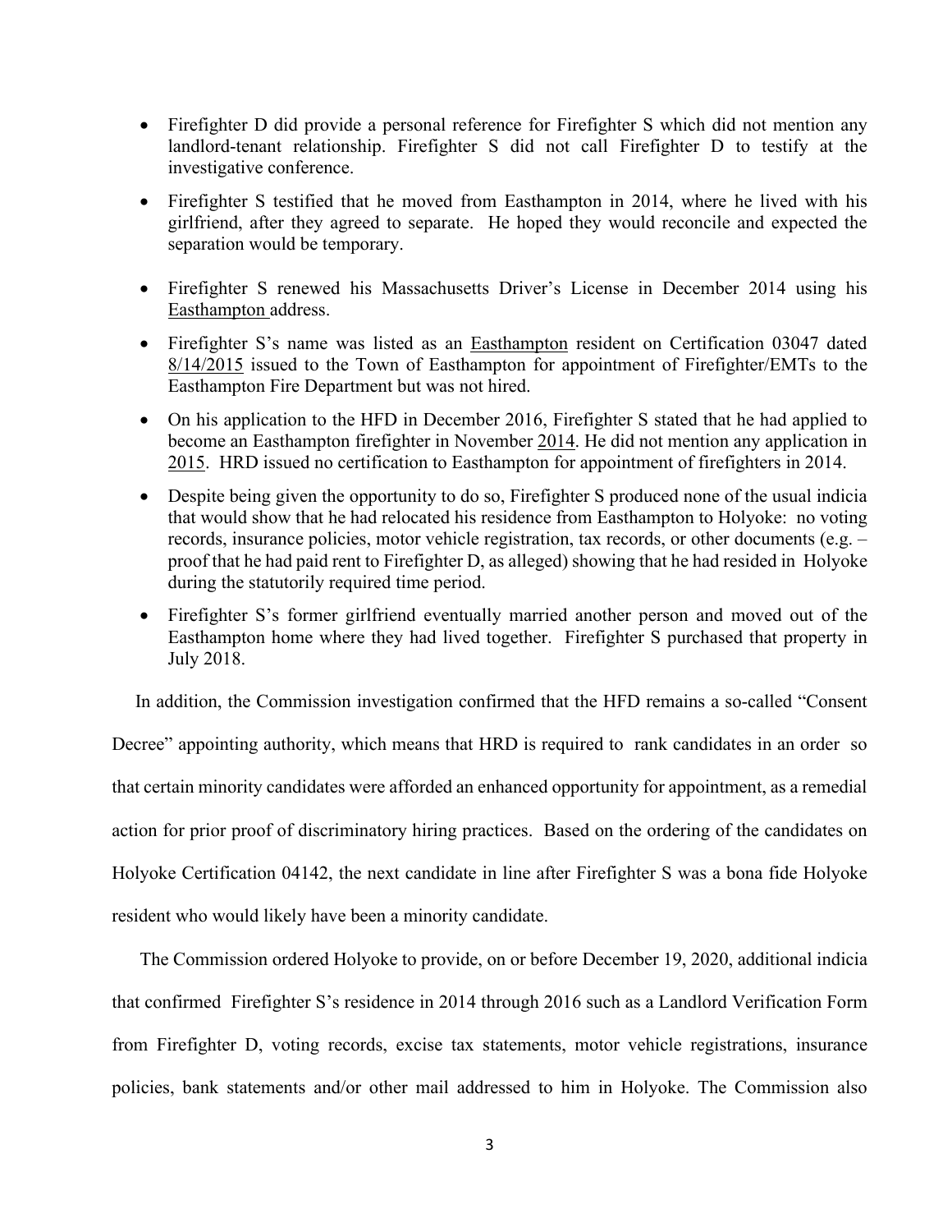- Firefighter D did provide a personal reference for Firefighter S which did not mention any landlord-tenant relationship. Firefighter S did not call Firefighter D to testify at the investigative conference.

- Firefighter S testified that he moved from Easthampton in 2014, where he lived with his girlfriend, after they agreed to separate. He hoped they would reconcile and expected the separation would be temporary.

- Firefighter S renewed his Massachusetts Driver's License in December 2014 using his Easthampton address.

- Firefighter S's name was listed as an Easthampton resident on Certification 03047 dated 8/14/2015 issued to the Town of Easthampton for appointment of Firefighter/EMTs to the Easthampton Fire Department but was not hired.

- On his application to the HFD in December 2016, Firefighter S stated that he had applied to become an Easthampton firefighter in November 2014. He did not mention any application in 2015. HRD issued no certification to Easthampton for appointment of firefighters in 2014.

- Despite being given the opportunity to do so, Firefighter S produced none of the usual indicia that would show that he had relocated his residence from Easthampton to Holyoke: no voting records, insurance policies, motor vehicle registration, tax records, or other documents (e.g. – proof that he had paid rent to Firefighter D, as alleged) showing that he had resided in Holyoke during the statutorily required time period.

- Firefighter S's former girlfriend eventually married another person and moved out of the Easthampton home where they had lived together. Firefighter S purchased that property in July 2018.

In addition, the Commission investigation confirmed that the HFD remains a so-called "Consent Decree" appointing authority, which means that HRD is required to rank candidates in an order so that certain minority candidates were afforded an enhanced opportunity for appointment, as a remedial action for prior proof of discriminatory hiring practices. Based on the ordering of the candidates on Holyoke Certification 04142, the next candidate in line after Firefighter S was a bona fide Holyoke resident who would likely have been a minority candidate.

The Commission ordered Holyoke to provide, on or before December 19, 2020, additional indicia that confirmed Firefighter S's residence in 2014 through 2016 such as a Landlord Verification Form from Firefighter D, voting records, excise tax statements, motor vehicle registrations, insurance policies, bank statements and/or other mail addressed to him in Holyoke. The Commission also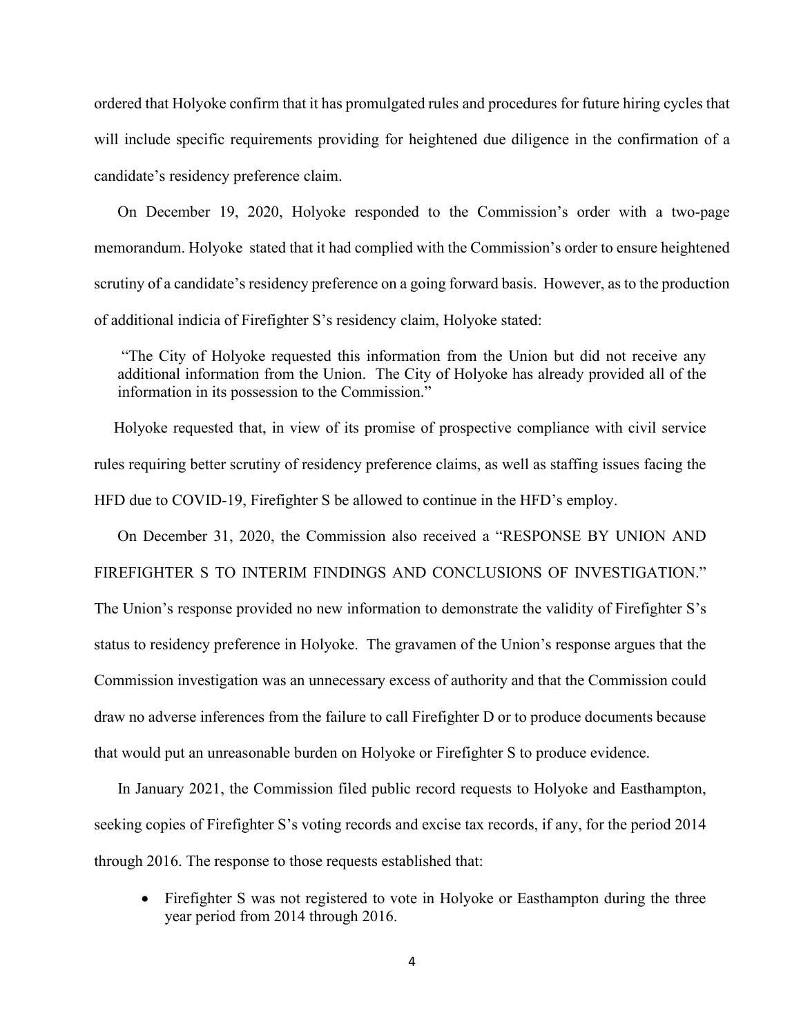ordered that Holyoke confirm that it has promulgated rules and procedures for future hiring cycles that will include specific requirements providing for heightened due diligence in the confirmation of a candidate's residency preference claim.

On December 19, 2020, Holyoke responded to the Commission's order with a two-page memorandum. Holyoke stated that it had complied with the Commission's order to ensure heightened scrutiny of a candidate's residency preference on a going forward basis. However, as to the production of additional indicia of Firefighter S's residency claim, Holyoke stated:

> "The City of Holyoke requested this information from the Union but did not receive any additional information from the Union. The City of Holyoke has already provided all of the information in its possession to the Commission."

Holyoke requested that, in view of its promise of prospective compliance with civil service rules requiring better scrutiny of residency preference claims, as well as staffing issues facing the HFD due to COVID-19, Firefighter S be allowed to continue in the HFD's employ.

On December 31, 2020, the Commission also received a "RESPONSE BY UNION AND FIREFIGHTER S TO INTERIM FINDINGS AND CONCLUSIONS OF INVESTIGATION." The Union's response provided no new information to demonstrate the validity of Firefighter S's status to residency preference in Holyoke. The gravamen of the Union's response argues that the Commission investigation was an unnecessary excess of authority and that the Commission could draw no adverse inferences from the failure to call Firefighter D or to produce documents because that would put an unreasonable burden on Holyoke or Firefighter S to produce evidence.

In January 2021, the Commission filed public record requests to Holyoke and Easthampton, seeking copies of Firefighter S's voting records and excise tax records, if any, for the period 2014 through 2016. The response to those requests established that:

- Firefighter S was not registered to vote in Holyoke or Easthampton during the three year period from 2014 through 2016.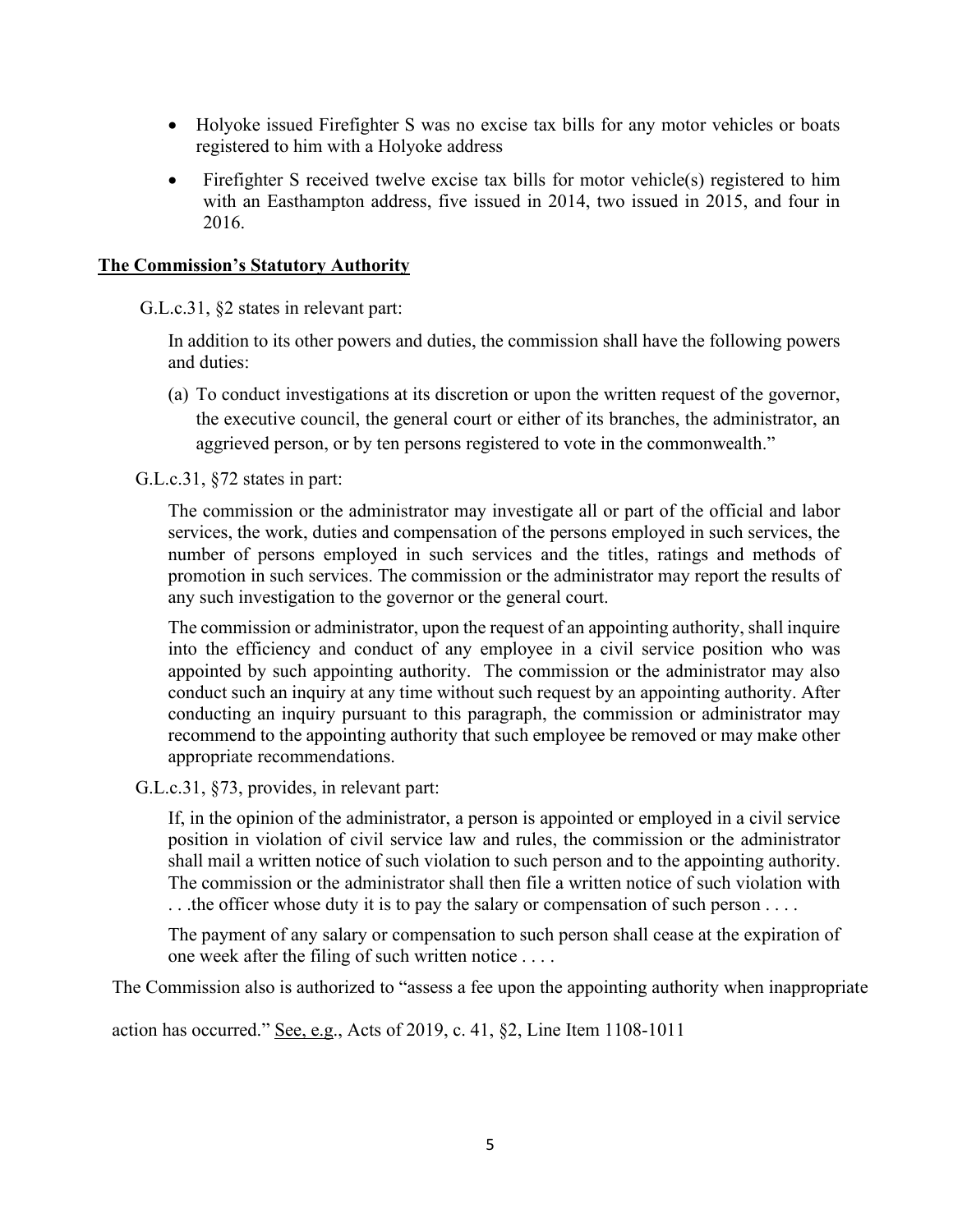- Holyoke issued Firefighter S was no excise tax bills for any motor vehicles or boats registered to him with a Holyoke address
- Firefighter S received twelve excise tax bills for motor vehicle(s) registered to him with an Easthampton address, five issued in 2014, two issued in 2015, and four in 2016.

**The Commission's Statutory Authority**

G.L.c.31, §2 states in relevant part:

> In addition to its other powers and duties, the commission shall have the following powers and duties:
>
> (a) To conduct investigations at its discretion or upon the written request of the governor, the executive council, the general court or either of its branches, the administrator, an aggrieved person, or by ten persons registered to vote in the commonwealth."

G.L.c.31, §72 states in part:

> The commission or the administrator may investigate all or part of the official and labor services, the work, duties and compensation of the persons employed in such services, the number of persons employed in such services and the titles, ratings and methods of promotion in such services. The commission or the administrator may report the results of any such investigation to the governor or the general court.
>
> The commission or administrator, upon the request of an appointing authority, shall inquire into the efficiency and conduct of any employee in a civil service position who was appointed by such appointing authority. The commission or the administrator may also conduct such an inquiry at any time without such request by an appointing authority. After conducting an inquiry pursuant to this paragraph, the commission or administrator may recommend to the appointing authority that such employee be removed or may make other appropriate recommendations.

G.L.c.31, §73, provides, in relevant part:

> If, in the opinion of the administrator, a person is appointed or employed in a civil service position in violation of civil service law and rules, the commission or the administrator shall mail a written notice of such violation to such person and to the appointing authority. The commission or the administrator shall then file a written notice of such violation with . . .the officer whose duty it is to pay the salary or compensation of such person . . . .
>
> The payment of any salary or compensation to such person shall cease at the expiration of one week after the filing of such written notice . . . .

The Commission also is authorized to "assess a fee upon the appointing authority when inappropriate action has occurred." See, e.g., Acts of 2019, c. 41, §2, Line Item 1108-1011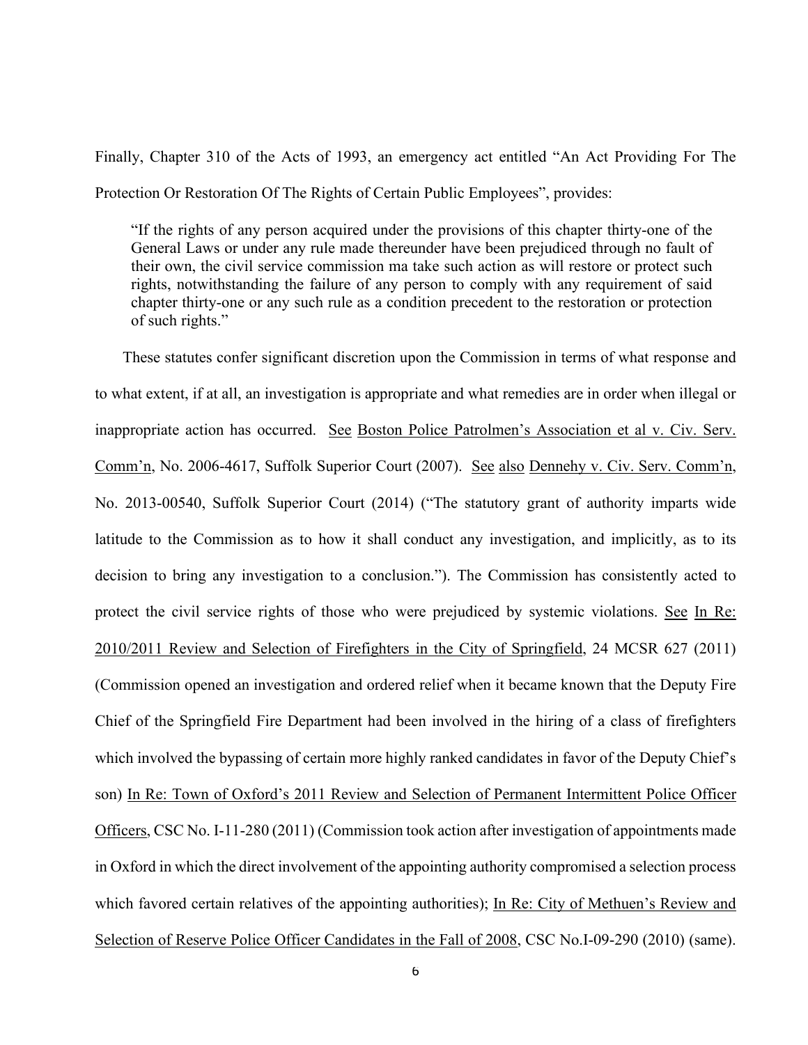Finally, Chapter 310 of the Acts of 1993, an emergency act entitled "An Act Providing For The Protection Or Restoration Of The Rights of Certain Public Employees", provides:

> "If the rights of any person acquired under the provisions of this chapter thirty-one of the General Laws or under any rule made thereunder have been prejudiced through no fault of their own, the civil service commission ma take such action as will restore or protect such rights, notwithstanding the failure of any person to comply with any requirement of said chapter thirty-one or any such rule as a condition precedent to the restoration or protection of such rights."

These statutes confer significant discretion upon the Commission in terms of what response and to what extent, if at all, an investigation is appropriate and what remedies are in order when illegal or inappropriate action has occurred. See Boston Police Patrolmen's Association et al v. Civ. Serv. Comm'n, No. 2006-4617, Suffolk Superior Court (2007). See also Dennehy v. Civ. Serv. Comm'n, No. 2013-00540, Suffolk Superior Court (2014) ("The statutory grant of authority imparts wide latitude to the Commission as to how it shall conduct any investigation, and implicitly, as to its decision to bring any investigation to a conclusion."). The Commission has consistently acted to protect the civil service rights of those who were prejudiced by systemic violations. See In Re: 2010/2011 Review and Selection of Firefighters in the City of Springfield, 24 MCSR 627 (2011) (Commission opened an investigation and ordered relief when it became known that the Deputy Fire Chief of the Springfield Fire Department had been involved in the hiring of a class of firefighters which involved the bypassing of certain more highly ranked candidates in favor of the Deputy Chief's son) In Re: Town of Oxford's 2011 Review and Selection of Permanent Intermittent Police Officer Officers, CSC No. I-11-280 (2011) (Commission took action after investigation of appointments made in Oxford in which the direct involvement of the appointing authority compromised a selection process which favored certain relatives of the appointing authorities); In Re: City of Methuen's Review and Selection of Reserve Police Officer Candidates in the Fall of 2008, CSC No.I-09-290 (2010) (same).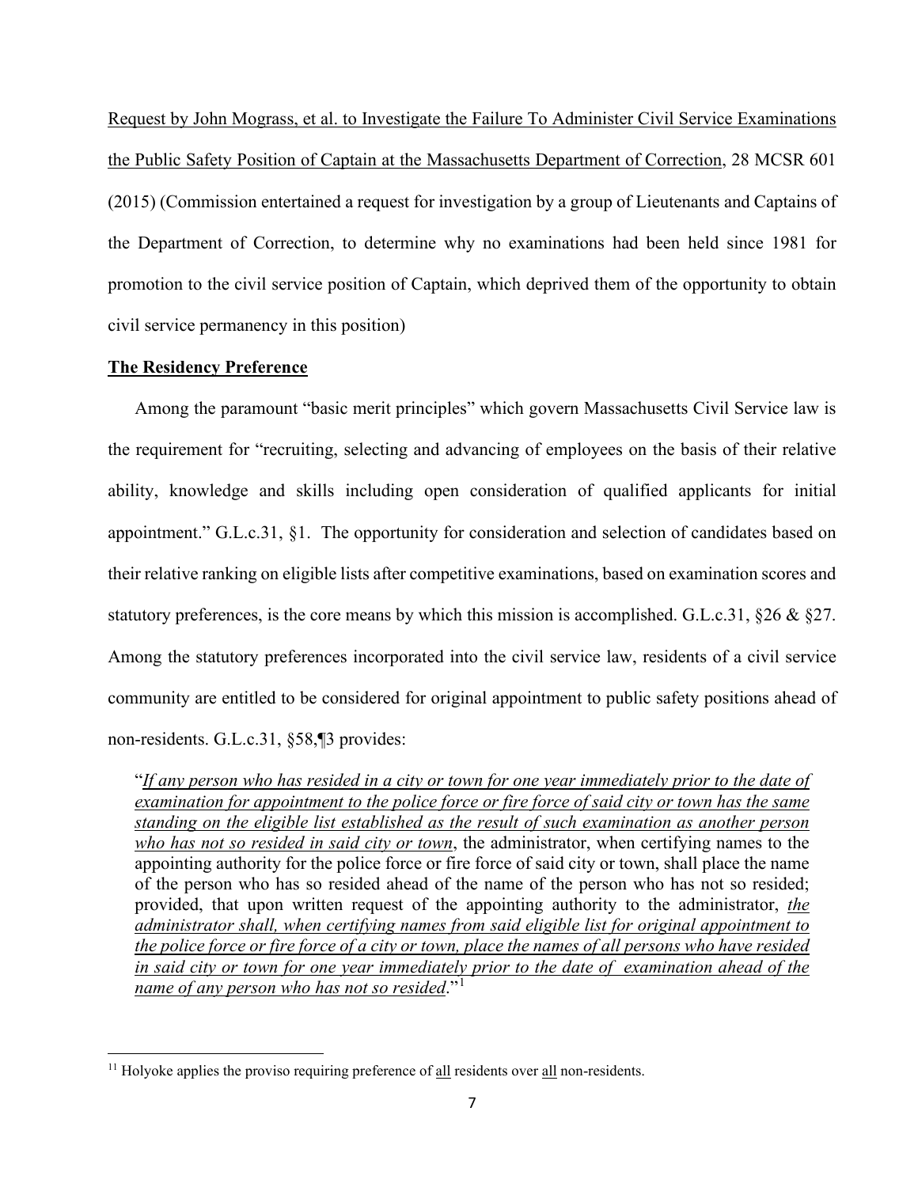Request by John Mograss, et al. to Investigate the Failure To Administer Civil Service Examinations the Public Safety Position of Captain at the Massachusetts Department of Correction, 28 MCSR 601 (2015) (Commission entertained a request for investigation by a group of Lieutenants and Captains of the Department of Correction, to determine why no examinations had been held since 1981 for promotion to the civil service position of Captain, which deprived them of the opportunity to obtain civil service permanency in this position)

**The Residency Preference**

Among the paramount "basic merit principles" which govern Massachusetts Civil Service law is the requirement for "recruiting, selecting and advancing of employees on the basis of their relative ability, knowledge and skills including open consideration of qualified applicants for initial appointment." G.L.c.31, §1. The opportunity for consideration and selection of candidates based on their relative ranking on eligible lists after competitive examinations, based on examination scores and statutory preferences, is the core means by which this mission is accomplished. G.L.c.31, §26 & §27. Among the statutory preferences incorporated into the civil service law, residents of a civil service community are entitled to be considered for original appointment to public safety positions ahead of non-residents. G.L.c.31, §58,¶3 provides:

> "*If any person who has resided in a city or town for one year immediately prior to the date of examination for appointment to the police force or fire force of said city or town has the same standing on the eligible list established as the result of such examination as another person who has not so resided in said city or town*, the administrator, when certifying names to the appointing authority for the police force or fire force of said city or town, shall place the name of the person who has so resided ahead of the name of the person who has not so resided; provided, that upon written request of the appointing authority to the administrator, *the administrator shall, when certifying names from said eligible list for original appointment to the police force or fire force of a city or town, place the names of all persons who have resided in said city or town for one year immediately prior to the date of examination ahead of the name of any person who has not so resided*."[1]

---

[11] Holyoke applies the proviso requiring preference of all residents over all non-residents.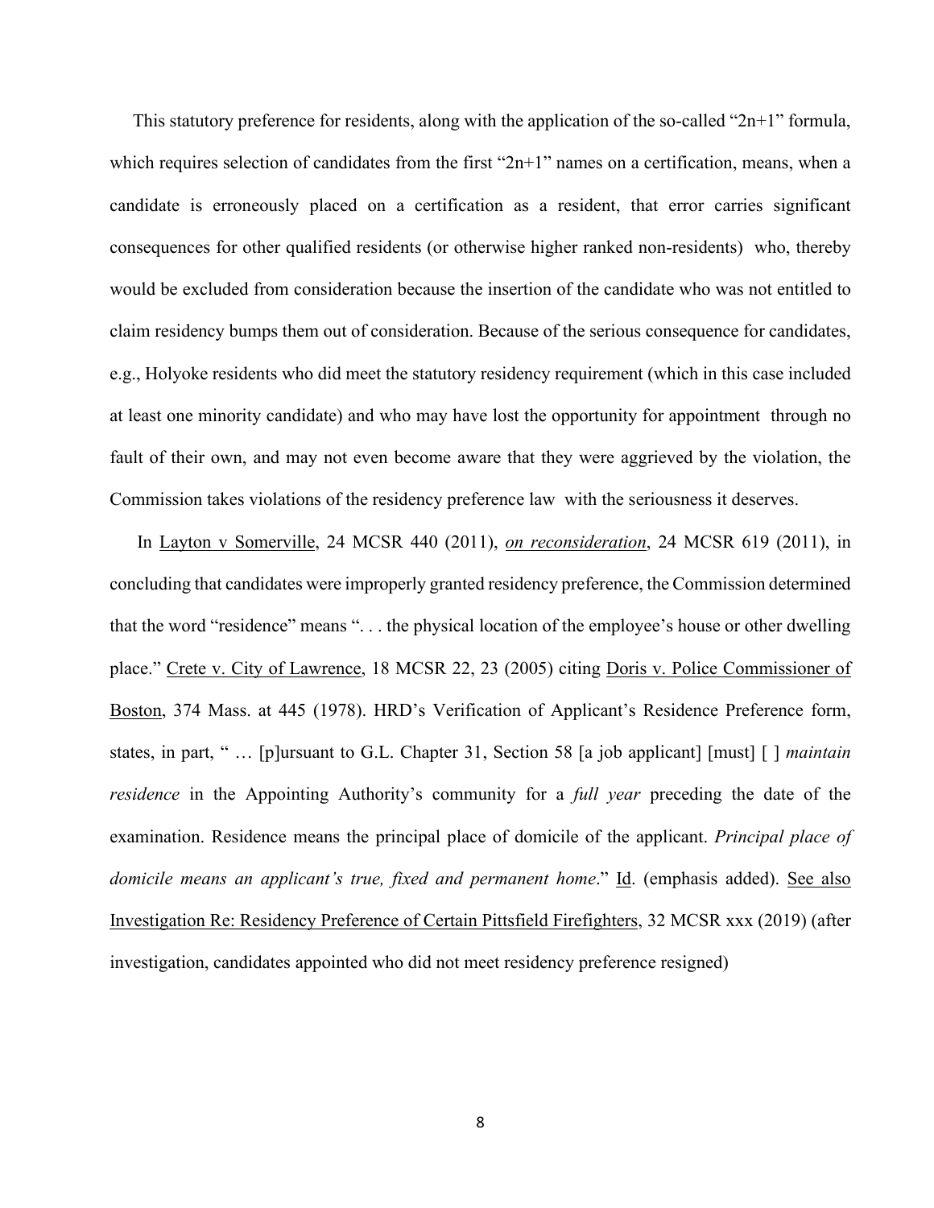This statutory preference for residents, along with the application of the so-called "2n+1" formula, which requires selection of candidates from the first "2n+1" names on a certification, means, when a candidate is erroneously placed on a certification as a resident, that error carries significant consequences for other qualified residents (or otherwise higher ranked non-residents) who, thereby would be excluded from consideration because the insertion of the candidate who was not entitled to claim residency bumps them out of consideration. Because of the serious consequence for candidates, e.g., Holyoke residents who did meet the statutory residency requirement (which in this case included at least one minority candidate) and who may have lost the opportunity for appointment through no fault of their own, and may not even become aware that they were aggrieved by the violation, the Commission takes violations of the residency preference law with the seriousness it deserves.

In Layton v Somerville, 24 MCSR 440 (2011), *on reconsideration*, 24 MCSR 619 (2011), in concluding that candidates were improperly granted residency preference, the Commission determined that the word "residence" means ". . . the physical location of the employee's house or other dwelling place." Crete v. City of Lawrence, 18 MCSR 22, 23 (2005) citing Doris v. Police Commissioner of Boston, 374 Mass. at 445 (1978). HRD's Verification of Applicant's Residence Preference form, states, in part, " … [p]ursuant to G.L. Chapter 31, Section 58 [a job applicant] [must] [ ] *maintain residence* in the Appointing Authority's community for a *full year* preceding the date of the examination. Residence means the principal place of domicile of the applicant. *Principal place of domicile means an applicant's true, fixed and permanent home*." Id. (emphasis added). See also Investigation Re: Residency Preference of Certain Pittsfield Firefighters, 32 MCSR xxx (2019) (after investigation, candidates appointed who did not meet residency preference resigned)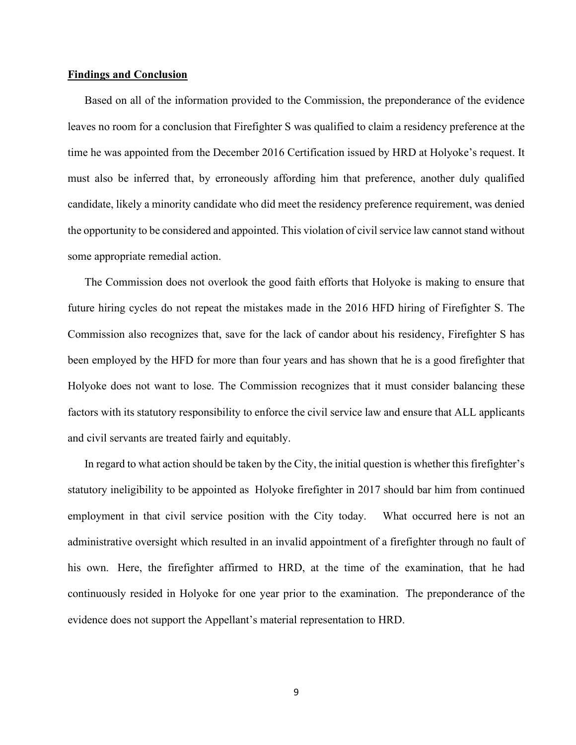**Findings and Conclusion**

Based on all of the information provided to the Commission, the preponderance of the evidence leaves no room for a conclusion that Firefighter S was qualified to claim a residency preference at the time he was appointed from the December 2016 Certification issued by HRD at Holyoke's request. It must also be inferred that, by erroneously affording him that preference, another duly qualified candidate, likely a minority candidate who did meet the residency preference requirement, was denied the opportunity to be considered and appointed. This violation of civil service law cannot stand without some appropriate remedial action.

The Commission does not overlook the good faith efforts that Holyoke is making to ensure that future hiring cycles do not repeat the mistakes made in the 2016 HFD hiring of Firefighter S. The Commission also recognizes that, save for the lack of candor about his residency, Firefighter S has been employed by the HFD for more than four years and has shown that he is a good firefighter that Holyoke does not want to lose. The Commission recognizes that it must consider balancing these factors with its statutory responsibility to enforce the civil service law and ensure that ALL applicants and civil servants are treated fairly and equitably.

In regard to what action should be taken by the City, the initial question is whether this firefighter's statutory ineligibility to be appointed as Holyoke firefighter in 2017 should bar him from continued employment in that civil service position with the City today. What occurred here is not an administrative oversight which resulted in an invalid appointment of a firefighter through no fault of his own. Here, the firefighter affirmed to HRD, at the time of the examination, that he had continuously resided in Holyoke for one year prior to the examination. The preponderance of the evidence does not support the Appellant's material representation to HRD.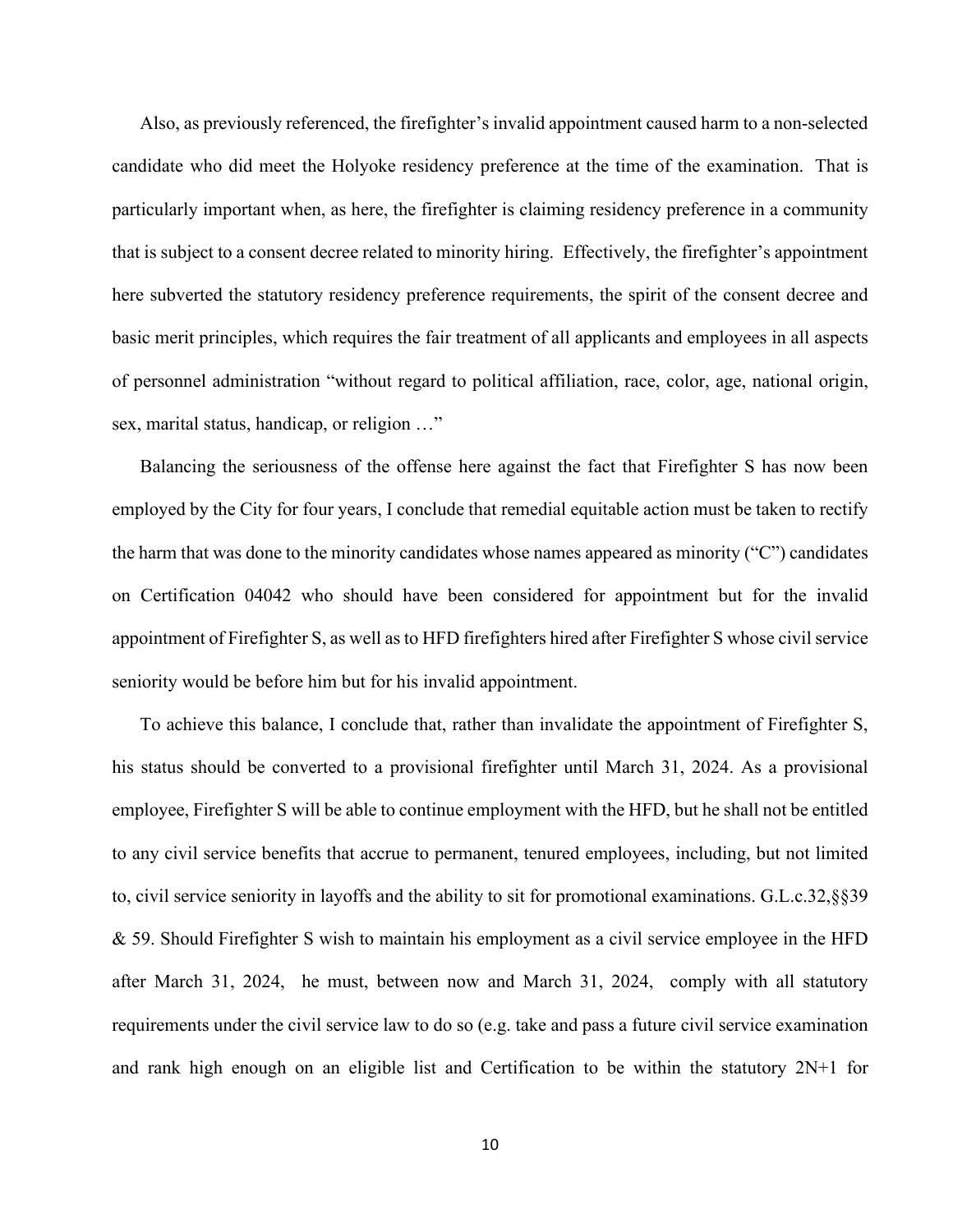Also, as previously referenced, the firefighter's invalid appointment caused harm to a non-selected candidate who did meet the Holyoke residency preference at the time of the examination. That is particularly important when, as here, the firefighter is claiming residency preference in a community that is subject to a consent decree related to minority hiring. Effectively, the firefighter's appointment here subverted the statutory residency preference requirements, the spirit of the consent decree and basic merit principles, which requires the fair treatment of all applicants and employees in all aspects of personnel administration "without regard to political affiliation, race, color, age, national origin, sex, marital status, handicap, or religion …"

Balancing the seriousness of the offense here against the fact that Firefighter S has now been employed by the City for four years, I conclude that remedial equitable action must be taken to rectify the harm that was done to the minority candidates whose names appeared as minority ("C") candidates on Certification 04042 who should have been considered for appointment but for the invalid appointment of Firefighter S, as well as to HFD firefighters hired after Firefighter S whose civil service seniority would be before him but for his invalid appointment.

To achieve this balance, I conclude that, rather than invalidate the appointment of Firefighter S, his status should be converted to a provisional firefighter until March 31, 2024. As a provisional employee, Firefighter S will be able to continue employment with the HFD, but he shall not be entitled to any civil service benefits that accrue to permanent, tenured employees, including, but not limited to, civil service seniority in layoffs and the ability to sit for promotional examinations. G.L.c.32,§§39 & 59. Should Firefighter S wish to maintain his employment as a civil service employee in the HFD after March 31, 2024, he must, between now and March 31, 2024, comply with all statutory requirements under the civil service law to do so (e.g. take and pass a future civil service examination and rank high enough on an eligible list and Certification to be within the statutory 2N+1 for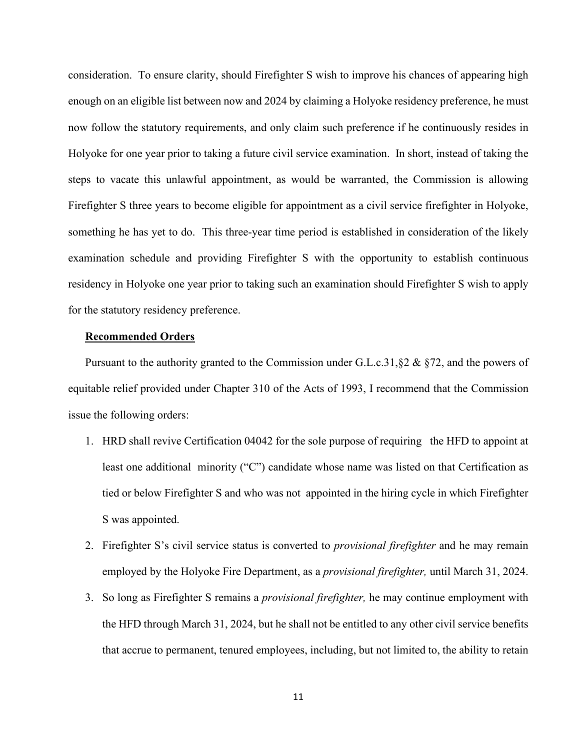consideration. To ensure clarity, should Firefighter S wish to improve his chances of appearing high enough on an eligible list between now and 2024 by claiming a Holyoke residency preference, he must now follow the statutory requirements, and only claim such preference if he continuously resides in Holyoke for one year prior to taking a future civil service examination. In short, instead of taking the steps to vacate this unlawful appointment, as would be warranted, the Commission is allowing Firefighter S three years to become eligible for appointment as a civil service firefighter in Holyoke, something he has yet to do. This three-year time period is established in consideration of the likely examination schedule and providing Firefighter S with the opportunity to establish continuous residency in Holyoke one year prior to taking such an examination should Firefighter S wish to apply for the statutory residency preference.

**Recommended Orders**

Pursuant to the authority granted to the Commission under G.L.c.31,§2 & §72, and the powers of equitable relief provided under Chapter 310 of the Acts of 1993, I recommend that the Commission issue the following orders:

1. HRD shall revive Certification 04042 for the sole purpose of requiring the HFD to appoint at least one additional minority ("C") candidate whose name was listed on that Certification as tied or below Firefighter S and who was not appointed in the hiring cycle in which Firefighter S was appointed.
2. Firefighter S's civil service status is converted to *provisional firefighter* and he may remain employed by the Holyoke Fire Department, as a *provisional firefighter,* until March 31, 2024.
3. So long as Firefighter S remains a *provisional firefighter,* he may continue employment with the HFD through March 31, 2024, but he shall not be entitled to any other civil service benefits that accrue to permanent, tenured employees, including, but not limited to, the ability to retain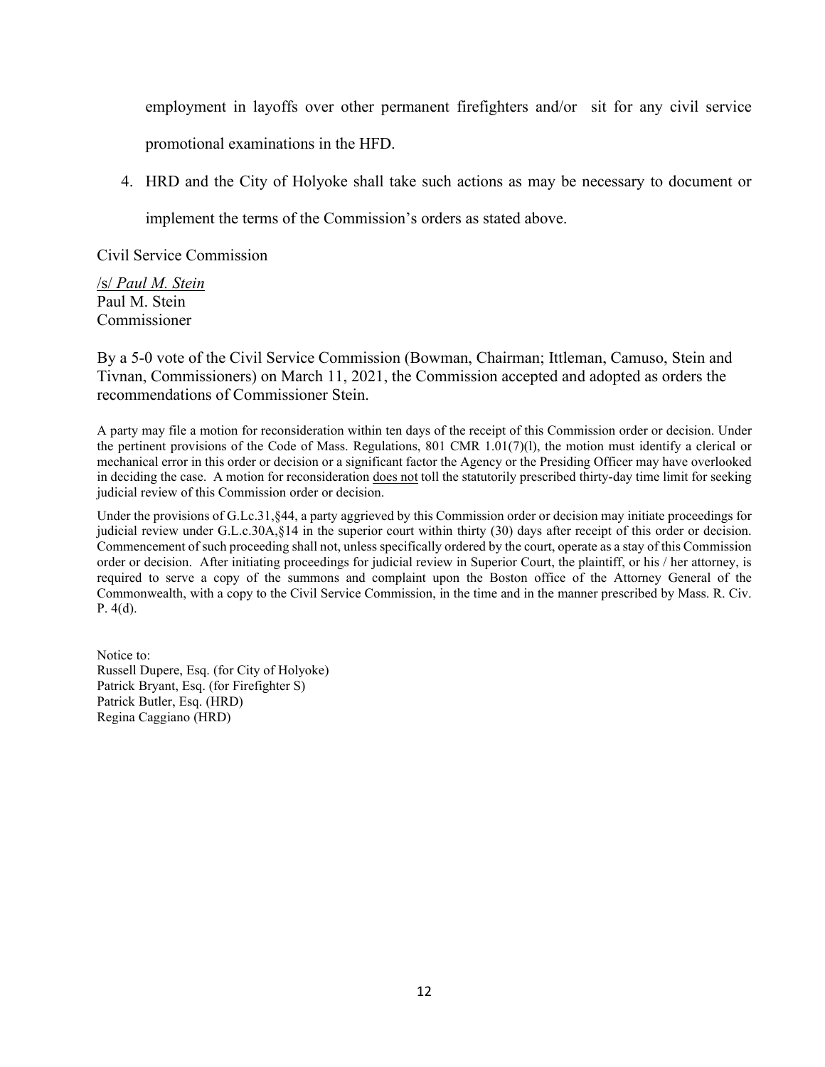employment in layoffs over other permanent firefighters and/or sit for any civil service promotional examinations in the HFD.

4. HRD and the City of Holyoke shall take such actions as may be necessary to document or implement the terms of the Commission's orders as stated above.

Civil Service Commission

/s/ *Paul M. Stein*
Paul M. Stein
Commissioner

By a 5-0 vote of the Civil Service Commission (Bowman, Chairman; Ittleman, Camuso, Stein and Tivnan, Commissioners) on March 11, 2021, the Commission accepted and adopted as orders the recommendations of Commissioner Stein.

A party may file a motion for reconsideration within ten days of the receipt of this Commission order or decision. Under the pertinent provisions of the Code of Mass. Regulations, 801 CMR 1.01(7)(l), the motion must identify a clerical or mechanical error in this order or decision or a significant factor the Agency or the Presiding Officer may have overlooked in deciding the case. A motion for reconsideration does not toll the statutorily prescribed thirty-day time limit for seeking judicial review of this Commission order or decision.

Under the provisions of G.Lc.31,§44, a party aggrieved by this Commission order or decision may initiate proceedings for judicial review under G.L.c.30A,§14 in the superior court within thirty (30) days after receipt of this order or decision. Commencement of such proceeding shall not, unless specifically ordered by the court, operate as a stay of this Commission order or decision. After initiating proceedings for judicial review in Superior Court, the plaintiff, or his / her attorney, is required to serve a copy of the summons and complaint upon the Boston office of the Attorney General of the Commonwealth, with a copy to the Civil Service Commission, in the time and in the manner prescribed by Mass. R. Civ. P. 4(d).

Notice to:
Russell Dupere, Esq. (for City of Holyoke)
Patrick Bryant, Esq. (for Firefighter S)
Patrick Butler, Esq. (HRD)
Regina Caggiano (HRD)